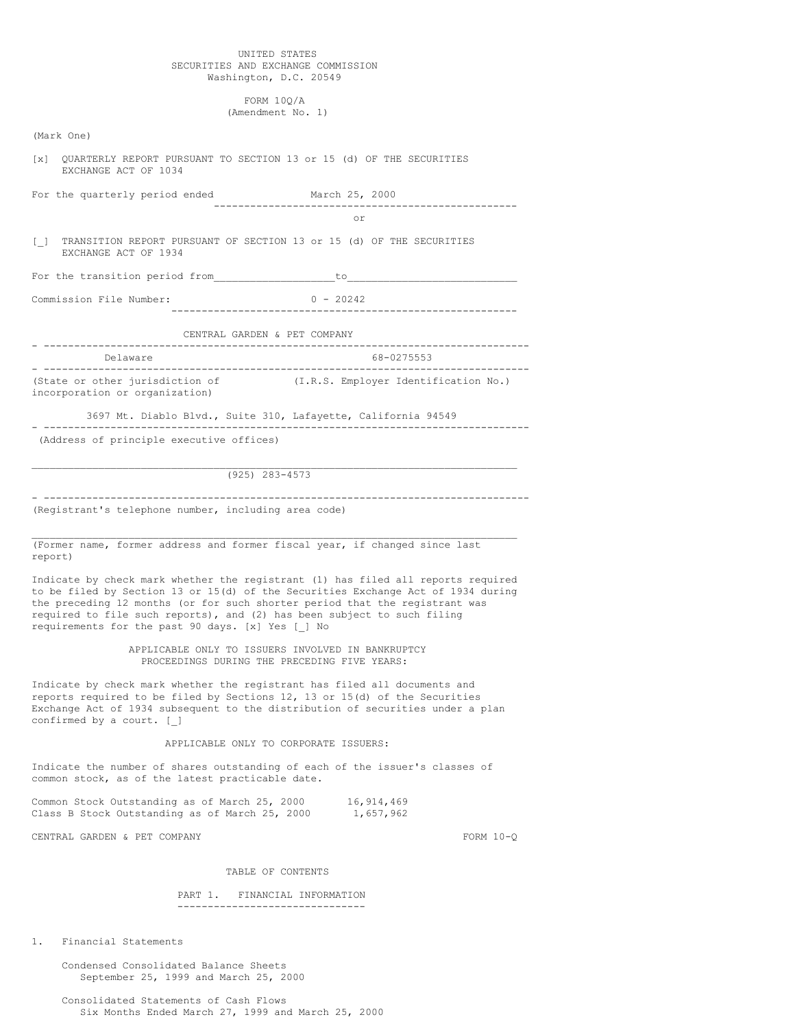UNITED STATES
SECURITIES AND EXCHANGE COMMISSION
Washington, D.C. 20549

FORM 10Q/A
(Amendment No. 1)

(Mark One)

[x] QUARTERLY REPORT PURSUANT TO SECTION 13 or 15 (d) OF THE SECURITIES EXCHANGE ACT OF 1034

For the quarterly period ended March 25, 2000

or

[_] TRANSITION REPORT PURSUANT OF SECTION 13 or 15 (d) OF THE SECURITIES EXCHANGE ACT OF 1934

For the transition period from___________________to__________________________

Commission File Number: 0 - 20242

CENTRAL GARDEN & PET COMPANY

| Delaware | 68-0275553 |
|---|---|
| (State or other jurisdiction of incorporation or organization) | (I.R.S. Employer Identification No.) |

3697 Mt. Diablo Blvd., Suite 310, Lafayette, California 94549

(Address of principle executive offices)

(925) 283-4573

(Registrant's telephone number, including area code)

(Former name, former address and former fiscal year, if changed since last report)

Indicate by check mark whether the registrant (1) has filed all reports required to be filed by Section 13 or 15(d) of the Securities Exchange Act of 1934 during the preceding 12 months (or for such shorter period that the registrant was required to file such reports), and (2) has been subject to such filing requirements for the past 90 days. [x] Yes [_] No

APPLICABLE ONLY TO ISSUERS INVOLVED IN BANKRUPTCY PROCEEDINGS DURING THE PRECEDING FIVE YEARS:

Indicate by check mark whether the registrant has filed all documents and reports required to be filed by Sections 12, 13 or 15(d) of the Securities Exchange Act of 1934 subsequent to the distribution of securities under a plan confirmed by a court. [_]

APPLICABLE ONLY TO CORPORATE ISSUERS:

Indicate the number of shares outstanding of each of the issuer's classes of common stock, as of the latest practicable date.

| | |
|---|---|
| Common Stock Outstanding as of March 25, 2000 | 16,914,469 |
| Class B Stock Outstanding as of March 25, 2000 | 1,657,962 |

CENTRAL GARDEN & PET COMPANY FORM 10-Q

TABLE OF CONTENTS

PART 1. FINANCIAL INFORMATION

1. Financial Statements

   Condensed Consolidated Balance Sheets
   September 25, 1999 and March 25, 2000

   Consolidated Statements of Cash Flows
   Six Months Ended March 27, 1999 and March 25, 2000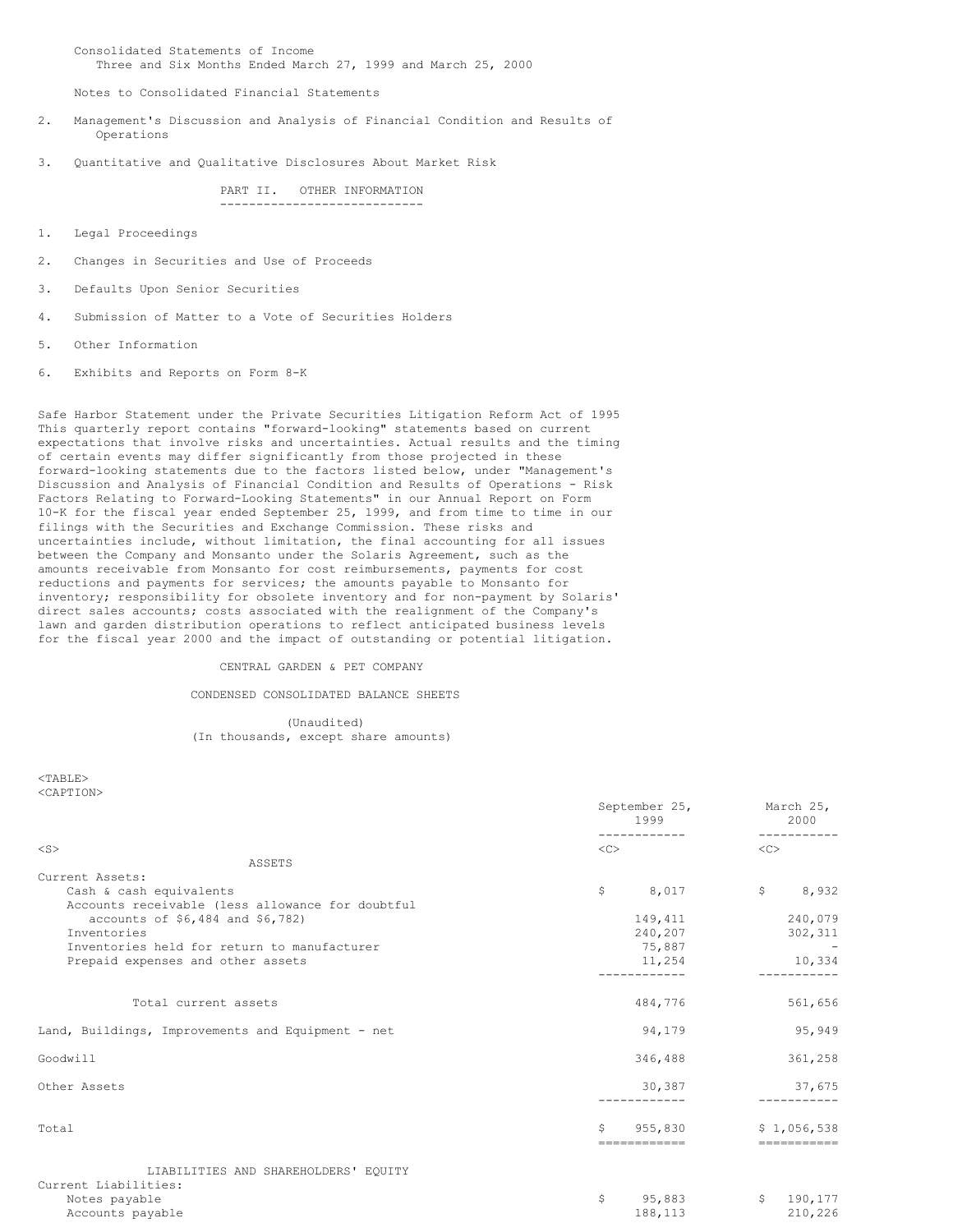Consolidated Statements of Income
Three and Six Months Ended March 27, 1999 and March 25, 2000

Notes to Consolidated Financial Statements

2. Management's Discussion and Analysis of Financial Condition and Results of Operations

3. Quantitative and Qualitative Disclosures About Market Risk

## PART II. OTHER INFORMATION

1. Legal Proceedings

2. Changes in Securities and Use of Proceeds

3. Defaults Upon Senior Securities

4. Submission of Matter to a Vote of Securities Holders

5. Other Information

6. Exhibits and Reports on Form 8-K

Safe Harbor Statement under the Private Securities Litigation Reform Act of 1995
This quarterly report contains "forward-looking" statements based on current expectations that involve risks and uncertainties. Actual results and the timing of certain events may differ significantly from those projected in these forward-looking statements due to the factors listed below, under "Management's Discussion and Analysis of Financial Condition and Results of Operations - Risk Factors Relating to Forward-Looking Statements" in our Annual Report on Form 10-K for the fiscal year ended September 25, 1999, and from time to time in our filings with the Securities and Exchange Commission. These risks and uncertainties include, without limitation, the final accounting for all issues between the Company and Monsanto under the Solaris Agreement, such as the amounts receivable from Monsanto for cost reimbursements, payments for cost reductions and payments for services; the amounts payable to Monsanto for inventory; responsibility for obsolete inventory and for non-payment by Solaris' direct sales accounts; costs associated with the realignment of the Company's lawn and garden distribution operations to reflect anticipated business levels for the fiscal year 2000 and the impact of outstanding or potential litigation.

## CENTRAL GARDEN & PET COMPANY

### CONDENSED CONSOLIDATED BALANCE SHEETS

(Unaudited)
(In thousands, except share amounts)

| | September 25, 1999 | March 25, 2000 |
|---|---|---|
| **ASSETS** | | |
| Current Assets: | | |
| Cash & cash equivalents | $ 8,017 | $ 8,932 |
| Accounts receivable (less allowance for doubtful accounts of $6,484 and $6,782) | 149,411 | 240,079 |
| Inventories | 240,207 | 302,311 |
| Inventories held for return to manufacturer | 75,887 | - |
| Prepaid expenses and other assets | 11,254 | 10,334 |
| Total current assets | 484,776 | 561,656 |
| Land, Buildings, Improvements and Equipment - net | 94,179 | 95,949 |
| Goodwill | 346,488 | 361,258 |
| Other Assets | 30,387 | 37,675 |
| Total | $ 955,830 | $ 1,056,538 |
| **LIABILITIES AND SHAREHOLDERS' EQUITY** | | |
| Current Liabilities: | | |
| Notes payable | $ 95,883 | $ 190,177 |
| Accounts payable | 188,113 | 210,226 |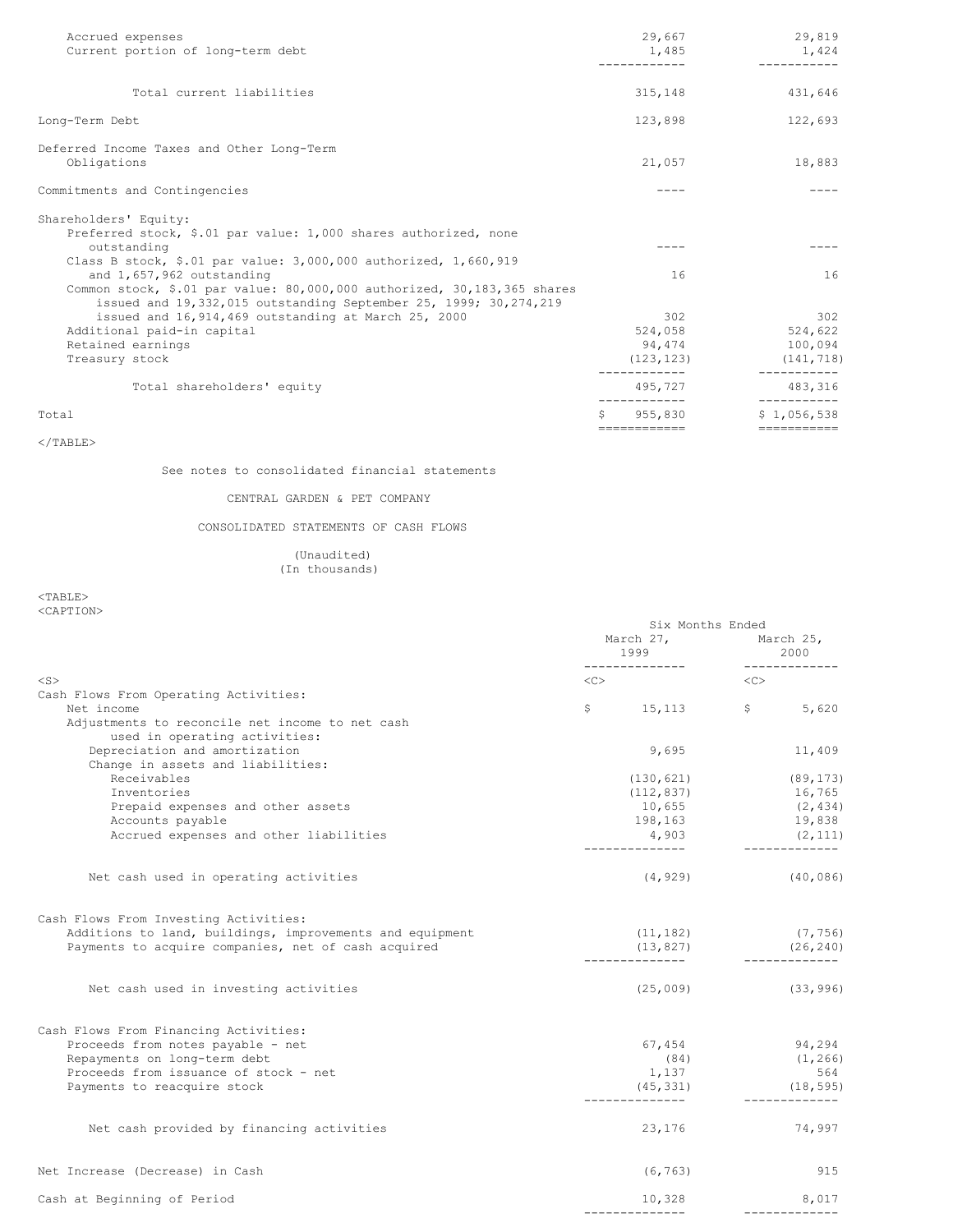| | | |
|---|---|---|
| Accrued expenses | 29,667 | 29,819 |
| Current portion of long-term debt | 1,485 | 1,424 |
| Total current liabilities | 315,148 | 431,646 |
| Long-Term Debt | 123,898 | 122,693 |
| Deferred Income Taxes and Other Long-Term Obligations | 21,057 | 18,883 |
| Commitments and Contingencies | ---- | ---- |
| Shareholders' Equity: | | |
| Preferred stock, $.01 par value: 1,000 shares authorized, none outstanding | ---- | ---- |
| Class B stock, $.01 par value: 3,000,000 authorized, 1,660,919 and 1,657,962 outstanding | 16 | 16 |
| Common stock, $.01 par value: 80,000,000 authorized, 30,183,365 shares issued and 19,332,015 outstanding September 25, 1999; 30,274,219 issued and 16,914,469 outstanding at March 25, 2000 | 302 | 302 |
| Additional paid-in capital | 524,058 | 524,622 |
| Retained earnings | 94,474 | 100,094 |
| Treasury stock | (123,123) | (141,718) |
| Total shareholders' equity | 495,727 | 483,316 |
| Total | $ 955,830 | $ 1,056,538 |

See notes to consolidated financial statements

CENTRAL GARDEN & PET COMPANY

CONSOLIDATED STATEMENTS OF CASH FLOWS

(Unaudited)
(In thousands)

| | Six Months Ended | |
|---|---|---|
| | March 27, 1999 | March 25, 2000 |
| Cash Flows From Operating Activities: | | |
| Net income | $ 15,113 | $ 5,620 |
| Adjustments to reconcile net income to net cash used in operating activities: | | |
| Depreciation and amortization | 9,695 | 11,409 |
| Change in assets and liabilities: | | |
| Receivables | (130,621) | (89,173) |
| Inventories | (112,837) | 16,765 |
| Prepaid expenses and other assets | 10,655 | (2,434) |
| Accounts payable | 198,163 | 19,838 |
| Accrued expenses and other liabilities | 4,903 | (2,111) |
| Net cash used in operating activities | (4,929) | (40,086) |
| Cash Flows From Investing Activities: | | |
| Additions to land, buildings, improvements and equipment | (11,182) | (7,756) |
| Payments to acquire companies, net of cash acquired | (13,827) | (26,240) |
| Net cash used in investing activities | (25,009) | (33,996) |
| Cash Flows From Financing Activities: | | |
| Proceeds from notes payable - net | 67,454 | 94,294 |
| Repayments on long-term debt | (84) | (1,266) |
| Proceeds from issuance of stock - net | 1,137 | 564 |
| Payments to reacquire stock | (45,331) | (18,595) |
| Net cash provided by financing activities | 23,176 | 74,997 |
| Net Increase (Decrease) in Cash | (6,763) | 915 |
| Cash at Beginning of Period | 10,328 | 8,017 |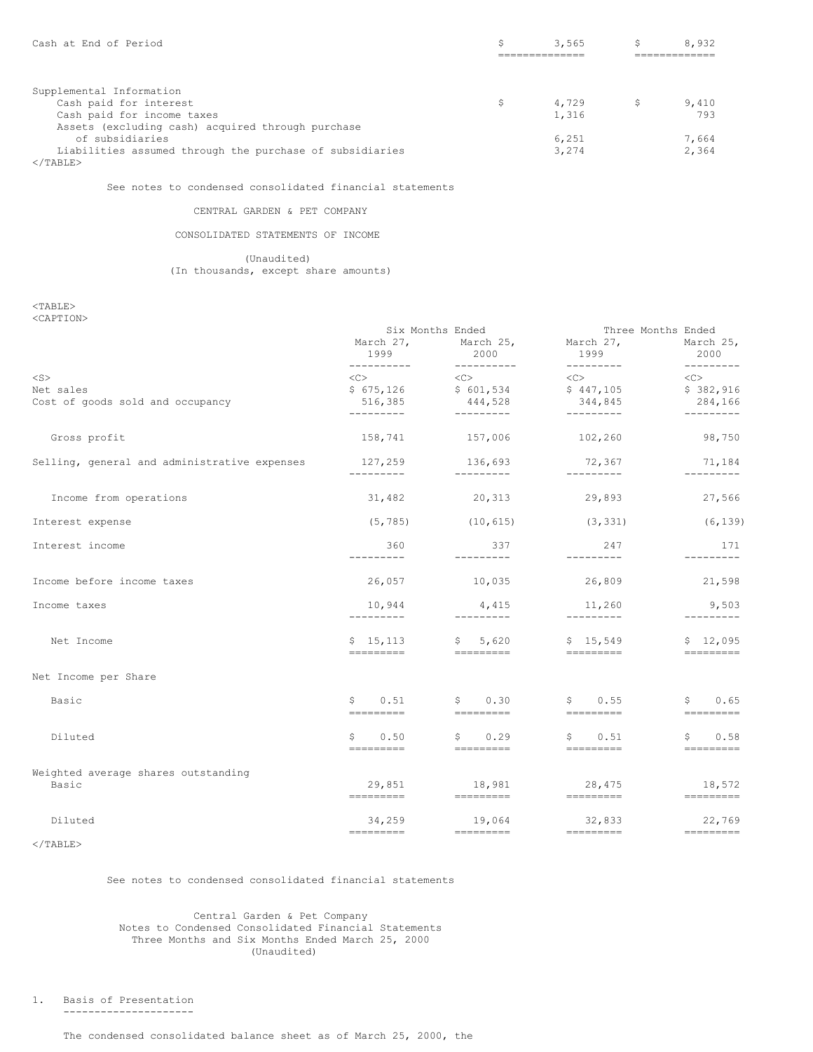| | | |
|---|---|---|
| Cash at End of Period | $ 3,565 | $ 8,932 |
| Supplemental Information | | |
| Cash paid for interest | $ 4,729 | $ 9,410 |
| Cash paid for income taxes | 1,316 | 793 |
| Assets (excluding cash) acquired through purchase of subsidiaries | 6,251 | 7,664 |
| Liabilities assumed through the purchase of subsidiaries | 3,274 | 2,364 |

See notes to condensed consolidated financial statements

CENTRAL GARDEN & PET COMPANY

CONSOLIDATED STATEMENTS OF INCOME

(Unaudited)
(In thousands, except share amounts)

| | Six Months Ended | | Three Months Ended | |
|---|---|---|---|---|
| | March 27, 1999 | March 25, 2000 | March 27, 1999 | March 25, 2000 |
| Net sales | $ 675,126 | $ 601,534 | $ 447,105 | $ 382,916 |
| Cost of goods sold and occupancy | 516,385 | 444,528 | 344,845 | 284,166 |
| Gross profit | 158,741 | 157,006 | 102,260 | 98,750 |
| Selling, general and administrative expenses | 127,259 | 136,693 | 72,367 | 71,184 |
| Income from operations | 31,482 | 20,313 | 29,893 | 27,566 |
| Interest expense | (5,785) | (10,615) | (3,331) | (6,139) |
| Interest income | 360 | 337 | 247 | 171 |
| Income before income taxes | 26,057 | 10,035 | 26,809 | 21,598 |
| Income taxes | 10,944 | 4,415 | 11,260 | 9,503 |
| Net Income | $ 15,113 | $ 5,620 | $ 15,549 | $ 12,095 |
| Net Income per Share | | | | |
| Basic | $ 0.51 | $ 0.30 | $ 0.55 | $ 0.65 |
| Diluted | $ 0.50 | $ 0.29 | $ 0.51 | $ 0.58 |
| Weighted average shares outstanding | | | | |
| Basic | 29,851 | 18,981 | 28,475 | 18,572 |
| Diluted | 34,259 | 19,064 | 32,833 | 22,769 |

See notes to condensed consolidated financial statements

Central Garden & Pet Company
Notes to Condensed Consolidated Financial Statements
Three Months and Six Months Ended March 25, 2000
(Unaudited)

1. Basis of Presentation

The condensed consolidated balance sheet as of March 25, 2000, the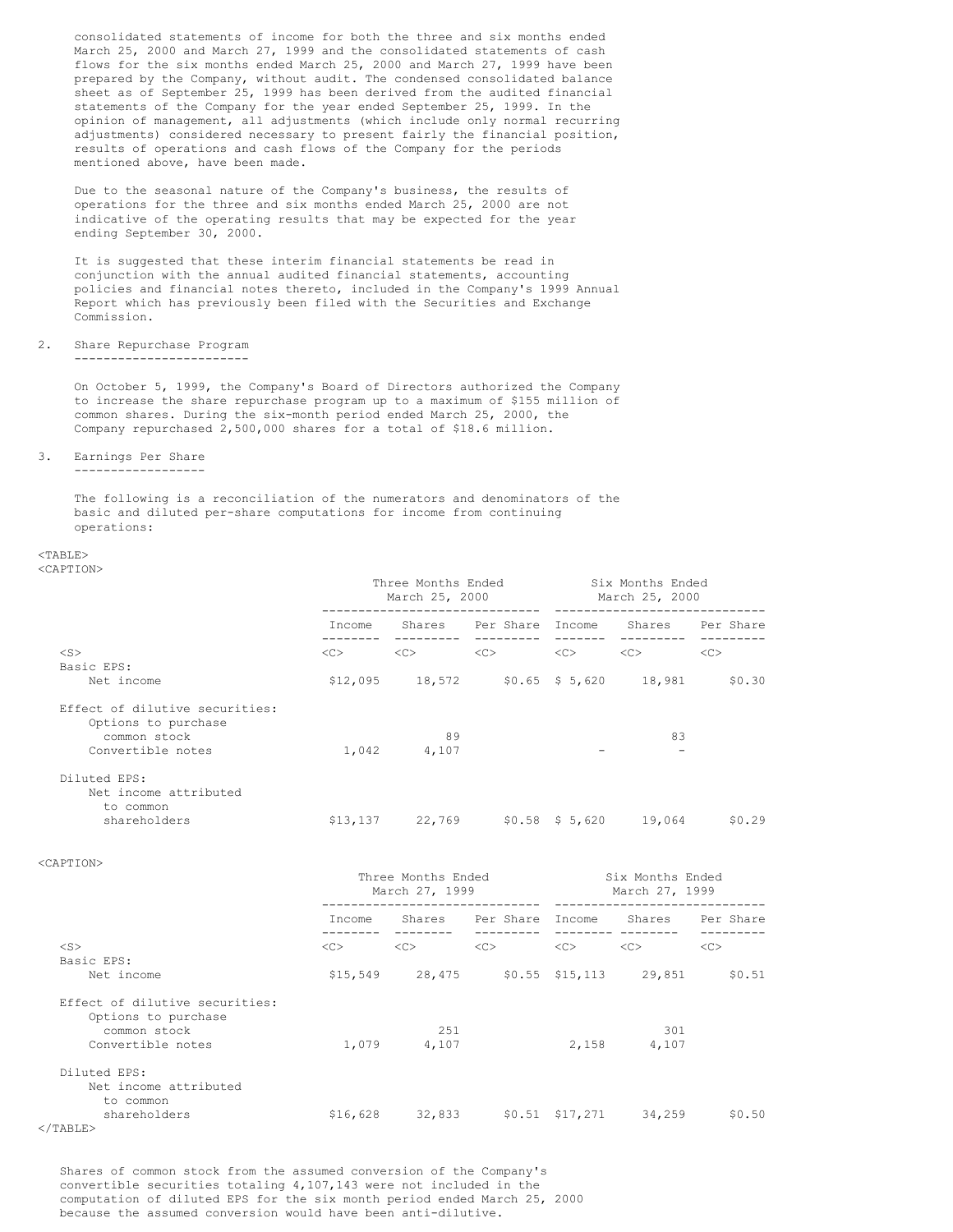consolidated statements of income for both the three and six months ended March 25, 2000 and March 27, 1999 and the consolidated statements of cash flows for the six months ended March 25, 2000 and March 27, 1999 have been prepared by the Company, without audit. The condensed consolidated balance sheet as of September 25, 1999 has been derived from the audited financial statements of the Company for the year ended September 25, 1999. In the opinion of management, all adjustments (which include only normal recurring adjustments) considered necessary to present fairly the financial position, results of operations and cash flows of the Company for the periods mentioned above, have been made.

Due to the seasonal nature of the Company's business, the results of operations for the three and six months ended March 25, 2000 are not indicative of the operating results that may be expected for the year ending September 30, 2000.

It is suggested that these interim financial statements be read in conjunction with the annual audited financial statements, accounting policies and financial notes thereto, included in the Company's 1999 Annual Report which has previously been filed with the Securities and Exchange Commission.

2. Share Repurchase Program

On October 5, 1999, the Company's Board of Directors authorized the Company to increase the share repurchase program up to a maximum of $155 million of common shares. During the six-month period ended March 25, 2000, the Company repurchased 2,500,000 shares for a total of $18.6 million.

3. Earnings Per Share

The following is a reconciliation of the numerators and denominators of the basic and diluted per-share computations for income from continuing operations:

| | Three Months Ended March 25, 2000 | | | Six Months Ended March 25, 2000 | | |
|---|---|---|---|---|---|---|
| | Income | Shares | Per Share | Income | Shares | Per Share |
| Basic EPS: | | | | | | |
| Net income | $12,095 | 18,572 | $0.65 | $ 5,620 | 18,981 | $0.30 |
| Effect of dilutive securities: | | | | | | |
| Options to purchase common stock | | 89 | | | 83 | |
| Convertible notes | 1,042 | 4,107 | | - | - | |
| Diluted EPS: | | | | | | |
| Net income attributed to common shareholders | $13,137 | 22,769 | $0.58 | $ 5,620 | 19,064 | $0.29 |

| | Three Months Ended March 27, 1999 | | | Six Months Ended March 27, 1999 | | |
|---|---|---|---|---|---|---|
| | Income | Shares | Per Share | Income | Shares | Per Share |
| Basic EPS: | | | | | | |
| Net income | $15,549 | 28,475 | $0.55 | $15,113 | 29,851 | $0.51 |
| Effect of dilutive securities: | | | | | | |
| Options to purchase common stock | | 251 | | | 301 | |
| Convertible notes | 1,079 | 4,107 | | 2,158 | 4,107 | |
| Diluted EPS: | | | | | | |
| Net income attributed to common shareholders | $16,628 | 32,833 | $0.51 | $17,271 | 34,259 | $0.50 |

Shares of common stock from the assumed conversion of the Company's convertible securities totaling 4,107,143 were not included in the computation of diluted EPS for the six month period ended March 25, 2000 because the assumed conversion would have been anti-dilutive.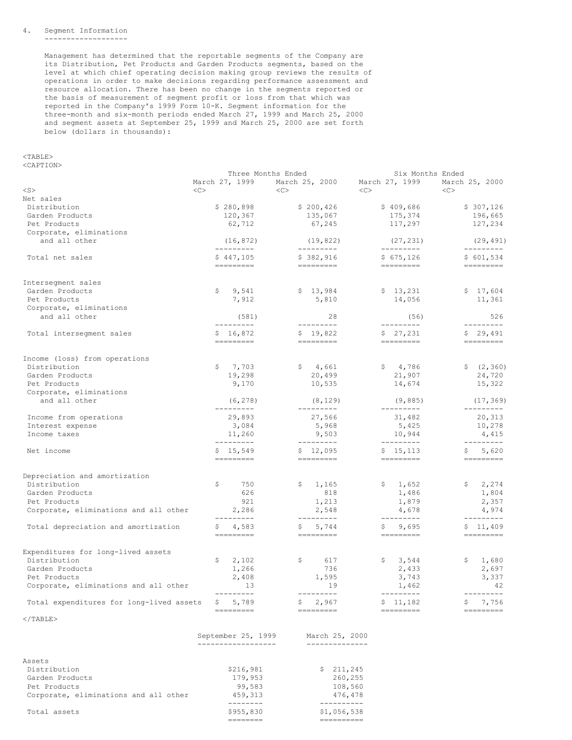## 4. Segment Information

Management has determined that the reportable segments of the Company are its Distribution, Pet Products and Garden Products segments, based on the level at which chief operating decision making group reviews the results of operations in order to make decisions regarding performance assessment and resource allocation. There has been no change in the segments reported or the basis of measurement of segment profit or loss from that which was reported in the Company's 1999 Form 10-K. Segment information for the three-month and six-month periods ended March 27, 1999 and March 25, 2000 and segment assets at September 25, 1999 and March 25, 2000 are set forth below (dollars in thousands):

| | Three Months Ended | | Six Months Ended | |
|---|---|---|---|---|
| | March 27, 1999 | March 25, 2000 | March 27, 1999 | March 25, 2000 |
| **Net sales** | | | | |
| Distribution | $ 280,898 | $ 200,426 | $ 409,686 | $ 307,126 |
| Garden Products | 120,367 | 135,067 | 175,374 | 196,665 |
| Pet Products | 62,712 | 67,245 | 117,297 | 127,234 |
| Corporate, eliminations and all other | (16,872) | (19,822) | (27,231) | (29,491) |
| Total net sales | $ 447,105 | $ 382,916 | $ 675,126 | $ 601,534 |
| **Intersegment sales** | | | | |
| Garden Products | $ 9,541 | $ 13,984 | $ 13,231 | $ 17,604 |
| Pet Products | 7,912 | 5,810 | 14,056 | 11,361 |
| Corporate, eliminations and all other | (581) | 28 | (56) | 526 |
| Total intersegment sales | $ 16,872 | $ 19,822 | $ 27,231 | $ 29,491 |
| **Income (loss) from operations** | | | | |
| Distribution | $ 7,703 | $ 4,661 | $ 4,786 | $ (2,360) |
| Garden Products | 19,298 | 20,499 | 21,907 | 24,720 |
| Pet Products | 9,170 | 10,535 | 14,674 | 15,322 |
| Corporate, eliminations and all other | (6,278) | (8,129) | (9,885) | (17,369) |
| Income from operations | 29,893 | 27,566 | 31,482 | 20,313 |
| Interest expense | 3,084 | 5,968 | 5,425 | 10,278 |
| Income taxes | 11,260 | 9,503 | 10,944 | 4,415 |
| Net income | $ 15,549 | $ 12,095 | $ 15,113 | $ 5,620 |
| **Depreciation and amortization** | | | | |
| Distribution | $ 750 | $ 1,165 | $ 1,652 | $ 2,274 |
| Garden Products | 626 | 818 | 1,486 | 1,804 |
| Pet Products | 921 | 1,213 | 1,879 | 2,357 |
| Corporate, eliminations and all other | 2,286 | 2,548 | 4,678 | 4,974 |
| Total depreciation and amortization | $ 4,583 | $ 5,744 | $ 9,695 | $ 11,409 |
| **Expenditures for long-lived assets** | | | | |
| Distribution | $ 2,102 | $ 617 | $ 3,544 | $ 1,680 |
| Garden Products | 1,266 | 736 | 2,433 | 2,697 |
| Pet Products | 2,408 | 1,595 | 3,743 | 3,337 |
| Corporate, eliminations and all other | 13 | 19 | 1,462 | 42 |
| Total expenditures for long-lived assets | $ 5,789 | $ 2,967 | $ 11,182 | $ 7,756 |

| | September 25, 1999 | March 25, 2000 |
|---|---|---|
| **Assets** | | |
| Distribution | $216,981 | $ 211,245 |
| Garden Products | 179,953 | 260,255 |
| Pet Products | 99,583 | 108,560 |
| Corporate, eliminations and all other | 459,313 | 476,478 |
| Total assets | $955,830 | $1,056,538 |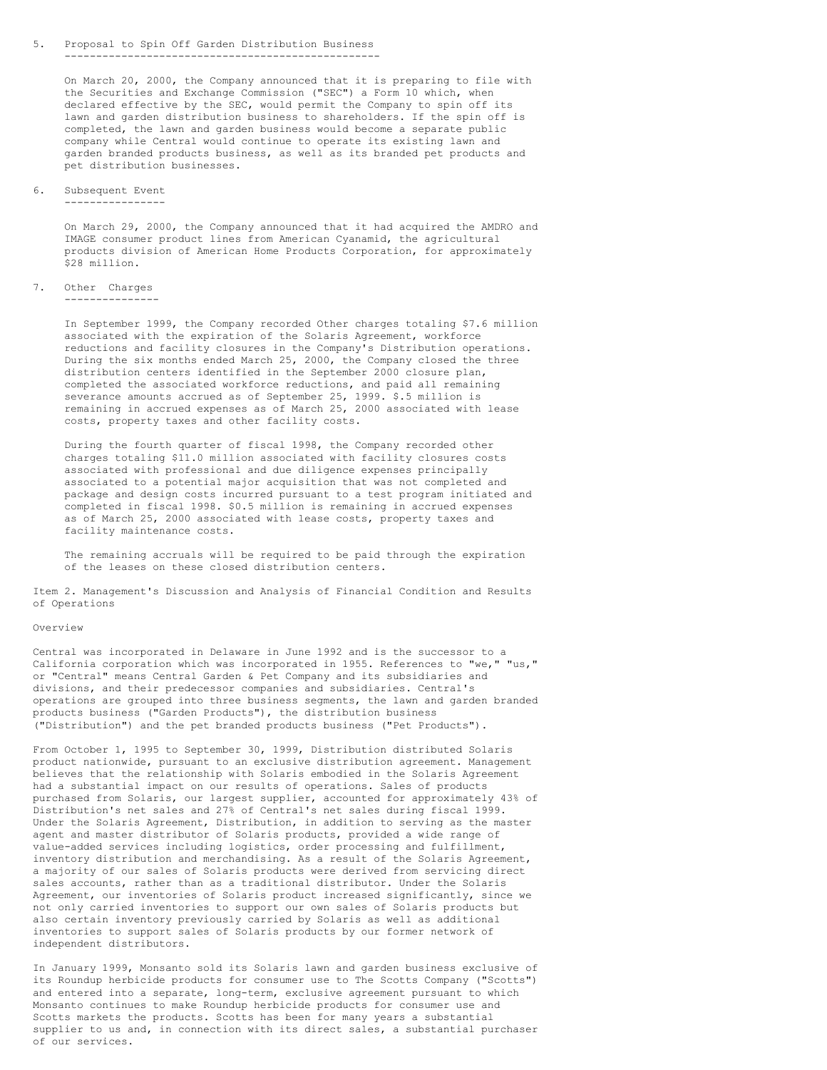## 5. Proposal to Spin Off Garden Distribution Business

On March 20, 2000, the Company announced that it is preparing to file with the Securities and Exchange Commission ("SEC") a Form 10 which, when declared effective by the SEC, would permit the Company to spin off its lawn and garden distribution business to shareholders. If the spin off is completed, the lawn and garden business would become a separate public company while Central would continue to operate its existing lawn and garden branded products business, as well as its branded pet products and pet distribution businesses.

## 6. Subsequent Event

On March 29, 2000, the Company announced that it had acquired the AMDRO and IMAGE consumer product lines from American Cyanamid, the agricultural products division of American Home Products Corporation, for approximately $28 million.

## 7. Other Charges

In September 1999, the Company recorded Other charges totaling $7.6 million associated with the expiration of the Solaris Agreement, workforce reductions and facility closures in the Company's Distribution operations. During the six months ended March 25, 2000, the Company closed the three distribution centers identified in the September 2000 closure plan, completed the associated workforce reductions, and paid all remaining severance amounts accrued as of September 25, 1999. $.5 million is remaining in accrued expenses as of March 25, 2000 associated with lease costs, property taxes and other facility costs.

During the fourth quarter of fiscal 1998, the Company recorded other charges totaling $11.0 million associated with facility closures costs associated with professional and due diligence expenses principally associated to a potential major acquisition that was not completed and package and design costs incurred pursuant to a test program initiated and completed in fiscal 1998. $0.5 million is remaining in accrued expenses as of March 25, 2000 associated with lease costs, property taxes and facility maintenance costs.

The remaining accruals will be required to be paid through the expiration of the leases on these closed distribution centers.

# Item 2. Management's Discussion and Analysis of Financial Condition and Results of Operations

## Overview

Central was incorporated in Delaware in June 1992 and is the successor to a California corporation which was incorporated in 1955. References to "we," "us," or "Central" means Central Garden & Pet Company and its subsidiaries and divisions, and their predecessor companies and subsidiaries. Central's operations are grouped into three business segments, the lawn and garden branded products business ("Garden Products"), the distribution business ("Distribution") and the pet branded products business ("Pet Products").

From October 1, 1995 to September 30, 1999, Distribution distributed Solaris product nationwide, pursuant to an exclusive distribution agreement. Management believes that the relationship with Solaris embodied in the Solaris Agreement had a substantial impact on our results of operations. Sales of products purchased from Solaris, our largest supplier, accounted for approximately 43% of Distribution's net sales and 27% of Central's net sales during fiscal 1999. Under the Solaris Agreement, Distribution, in addition to serving as the master agent and master distributor of Solaris products, provided a wide range of value-added services including logistics, order processing and fulfillment, inventory distribution and merchandising. As a result of the Solaris Agreement, a majority of our sales of Solaris products were derived from servicing direct sales accounts, rather than as a traditional distributor. Under the Solaris Agreement, our inventories of Solaris product increased significantly, since we not only carried inventories to support our own sales of Solaris products but also certain inventory previously carried by Solaris as well as additional inventories to support sales of Solaris products by our former network of independent distributors.

In January 1999, Monsanto sold its Solaris lawn and garden business exclusive of its Roundup herbicide products for consumer use to The Scotts Company ("Scotts") and entered into a separate, long-term, exclusive agreement pursuant to which Monsanto continues to make Roundup herbicide products for consumer use and Scotts markets the products. Scotts has been for many years a substantial supplier to us and, in connection with its direct sales, a substantial purchaser of our services.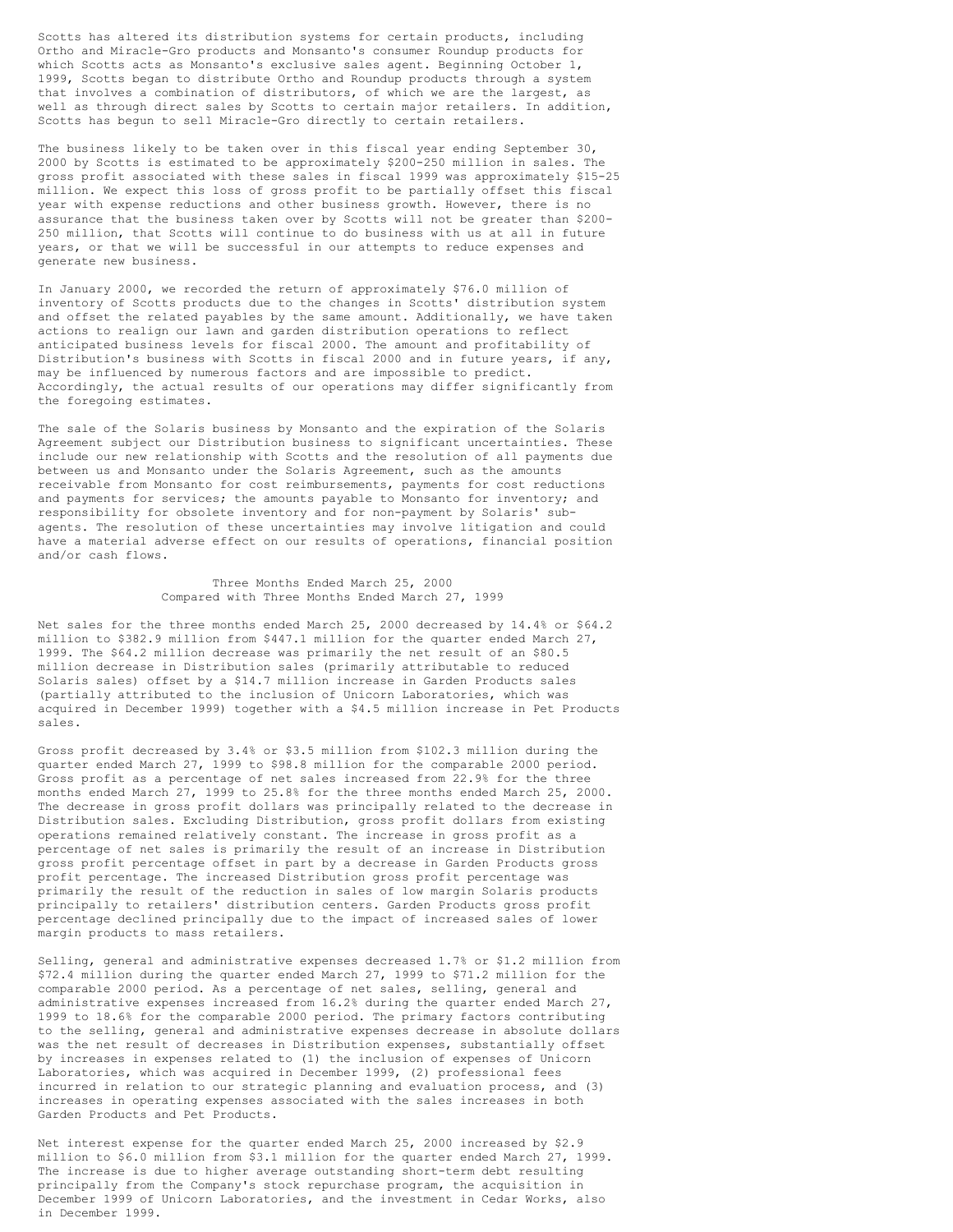Scotts has altered its distribution systems for certain products, including Ortho and Miracle-Gro products and Monsanto's consumer Roundup products for which Scotts acts as Monsanto's exclusive sales agent. Beginning October 1, 1999, Scotts began to distribute Ortho and Roundup products through a system that involves a combination of distributors, of which we are the largest, as well as through direct sales by Scotts to certain major retailers. In addition, Scotts has begun to sell Miracle-Gro directly to certain retailers.

The business likely to be taken over in this fiscal year ending September 30, 2000 by Scotts is estimated to be approximately $200-250 million in sales. The gross profit associated with these sales in fiscal 1999 was approximately $15-25 million. We expect this loss of gross profit to be partially offset this fiscal year with expense reductions and other business growth. However, there is no assurance that the business taken over by Scotts will not be greater than $200-250 million, that Scotts will continue to do business with us at all in future years, or that we will be successful in our attempts to reduce expenses and generate new business.

In January 2000, we recorded the return of approximately $76.0 million of inventory of Scotts products due to the changes in Scotts' distribution system and offset the related payables by the same amount. Additionally, we have taken actions to realign our lawn and garden distribution operations to reflect anticipated business levels for fiscal 2000. The amount and profitability of Distribution's business with Scotts in fiscal 2000 and in future years, if any, may be influenced by numerous factors and are impossible to predict. Accordingly, the actual results of our operations may differ significantly from the foregoing estimates.

The sale of the Solaris business by Monsanto and the expiration of the Solaris Agreement subject our Distribution business to significant uncertainties. These include our new relationship with Scotts and the resolution of all payments due between us and Monsanto under the Solaris Agreement, such as the amounts receivable from Monsanto for cost reimbursements, payments for cost reductions and payments for services; the amounts payable to Monsanto for inventory; and responsibility for obsolete inventory and for non-payment by Solaris' sub-agents. The resolution of these uncertainties may involve litigation and could have a material adverse effect on our results of operations, financial position and/or cash flows.

### Three Months Ended March 25, 2000 Compared with Three Months Ended March 27, 1999

Net sales for the three months ended March 25, 2000 decreased by 14.4% or $64.2 million to $382.9 million from $447.1 million for the quarter ended March 27, 1999. The $64.2 million decrease was primarily the net result of an $80.5 million decrease in Distribution sales (primarily attributable to reduced Solaris sales) offset by a $14.7 million increase in Garden Products sales (partially attributed to the inclusion of Unicorn Laboratories, which was acquired in December 1999) together with a $4.5 million increase in Pet Products sales.

Gross profit decreased by 3.4% or $3.5 million from $102.3 million during the quarter ended March 27, 1999 to $98.8 million for the comparable 2000 period. Gross profit as a percentage of net sales increased from 22.9% for the three months ended March 27, 1999 to 25.8% for the three months ended March 25, 2000. The decrease in gross profit dollars was principally related to the decrease in Distribution sales. Excluding Distribution, gross profit dollars from existing operations remained relatively constant. The increase in gross profit as a percentage of net sales is primarily the result of an increase in Distribution gross profit percentage offset in part by a decrease in Garden Products gross profit percentage. The increased Distribution gross profit percentage was primarily the result of the reduction in sales of low margin Solaris products principally to retailers' distribution centers. Garden Products gross profit percentage declined principally due to the impact of increased sales of lower margin products to mass retailers.

Selling, general and administrative expenses decreased 1.7% or $1.2 million from $72.4 million during the quarter ended March 27, 1999 to $71.2 million for the comparable 2000 period. As a percentage of net sales, selling, general and administrative expenses increased from 16.2% during the quarter ended March 27, 1999 to 18.6% for the comparable 2000 period. The primary factors contributing to the selling, general and administrative expenses decrease in absolute dollars was the net result of decreases in Distribution expenses, substantially offset by increases in expenses related to (1) the inclusion of expenses of Unicorn Laboratories, which was acquired in December 1999, (2) professional fees incurred in relation to our strategic planning and evaluation process, and (3) increases in operating expenses associated with the sales increases in both Garden Products and Pet Products.

Net interest expense for the quarter ended March 25, 2000 increased by $2.9 million to $6.0 million from $3.1 million for the quarter ended March 27, 1999. The increase is due to higher average outstanding short-term debt resulting principally from the Company's stock repurchase program, the acquisition in December 1999 of Unicorn Laboratories, and the investment in Cedar Works, also in December 1999.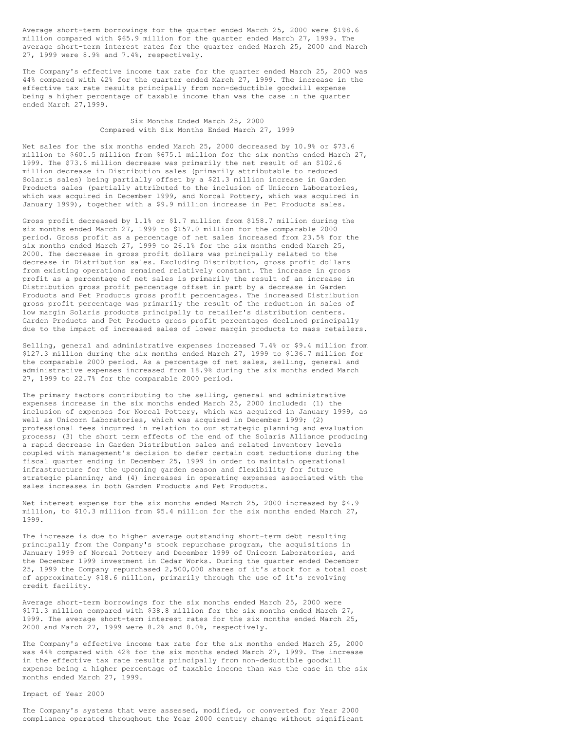Average short-term borrowings for the quarter ended March 25, 2000 were $198.6 million compared with $65.9 million for the quarter ended March 27, 1999. The average short-term interest rates for the quarter ended March 25, 2000 and March 27, 1999 were 8.9% and 7.4%, respectively.

The Company's effective income tax rate for the quarter ended March 25, 2000 was 44% compared with 42% for the quarter ended March 27, 1999. The increase in the effective tax rate results principally from non-deductible goodwill expense being a higher percentage of taxable income than was the case in the quarter ended March 27,1999.

## Six Months Ended March 25, 2000 Compared with Six Months Ended March 27, 1999

Net sales for the six months ended March 25, 2000 decreased by 10.9% or $73.6 million to $601.5 million from $675.1 million for the six months ended March 27, 1999. The $73.6 million decrease was primarily the net result of an $102.6 million decrease in Distribution sales (primarily attributable to reduced Solaris sales) being partially offset by a $21.3 million increase in Garden Products sales (partially attributed to the inclusion of Unicorn Laboratories, which was acquired in December 1999, and Norcal Pottery, which was acquired in January 1999), together with a $9.9 million increase in Pet Products sales.

Gross profit decreased by 1.1% or $1.7 million from $158.7 million during the six months ended March 27, 1999 to $157.0 million for the comparable 2000 period. Gross profit as a percentage of net sales increased from 23.5% for the six months ended March 27, 1999 to 26.1% for the six months ended March 25, 2000. The decrease in gross profit dollars was principally related to the decrease in Distribution sales. Excluding Distribution, gross profit dollars from existing operations remained relatively constant. The increase in gross profit as a percentage of net sales is primarily the result of an increase in Distribution gross profit percentage offset in part by a decrease in Garden Products and Pet Products gross profit percentages. The increased Distribution gross profit percentage was primarily the result of the reduction in sales of low margin Solaris products principally to retailer's distribution centers. Garden Products and Pet Products gross profit percentages declined principally due to the impact of increased sales of lower margin products to mass retailers.

Selling, general and administrative expenses increased 7.4% or $9.4 million from $127.3 million during the six months ended March 27, 1999 to $136.7 million for the comparable 2000 period. As a percentage of net sales, selling, general and administrative expenses increased from 18.9% during the six months ended March 27, 1999 to 22.7% for the comparable 2000 period.

The primary factors contributing to the selling, general and administrative expenses increase in the six months ended March 25, 2000 included: (1) the inclusion of expenses for Norcal Pottery, which was acquired in January 1999, as well as Unicorn Laboratories, which was acquired in December 1999; (2) professional fees incurred in relation to our strategic planning and evaluation process; (3) the short term effects of the end of the Solaris Alliance producing a rapid decrease in Garden Distribution sales and related inventory levels coupled with management's decision to defer certain cost reductions during the fiscal quarter ending in December 25, 1999 in order to maintain operational infrastructure for the upcoming garden season and flexibility for future strategic planning; and (4) increases in operating expenses associated with the sales increases in both Garden Products and Pet Products.

Net interest expense for the six months ended March 25, 2000 increased by $4.9 million, to $10.3 million from $5.4 million for the six months ended March 27, 1999.

The increase is due to higher average outstanding short-term debt resulting principally from the Company's stock repurchase program, the acquisitions in January 1999 of Norcal Pottery and December 1999 of Unicorn Laboratories, and the December 1999 investment in Cedar Works. During the quarter ended December 25, 1999 the Company repurchased 2,500,000 shares of it's stock for a total cost of approximately $18.6 million, primarily through the use of it's revolving credit facility.

Average short-term borrowings for the six months ended March 25, 2000 were $171.3 million compared with $38.8 million for the six months ended March 27, 1999. The average short-term interest rates for the six months ended March 25, 2000 and March 27, 1999 were 8.2% and 8.0%, respectively.

The Company's effective income tax rate for the six months ended March 25, 2000 was 44% compared with 42% for the six months ended March 27, 1999. The increase in the effective tax rate results principally from non-deductible goodwill expense being a higher percentage of taxable income than was the case in the six months ended March 27, 1999.

## Impact of Year 2000

The Company's systems that were assessed, modified, or converted for Year 2000 compliance operated throughout the Year 2000 century change without significant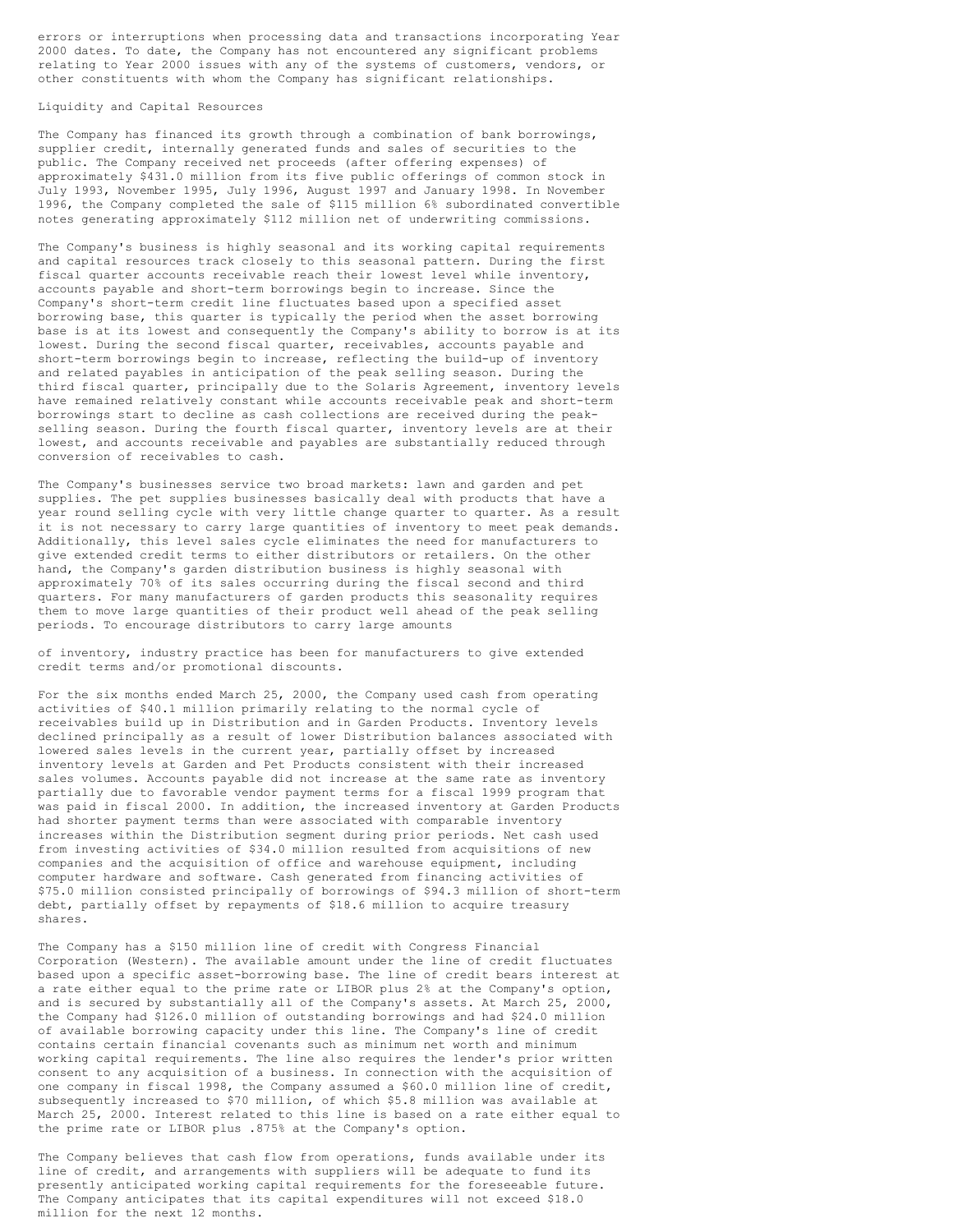errors or interruptions when processing data and transactions incorporating Year 2000 dates. To date, the Company has not encountered any significant problems relating to Year 2000 issues with any of the systems of customers, vendors, or other constituents with whom the Company has significant relationships.

## Liquidity and Capital Resources

The Company has financed its growth through a combination of bank borrowings, supplier credit, internally generated funds and sales of securities to the public. The Company received net proceeds (after offering expenses) of approximately $431.0 million from its five public offerings of common stock in July 1993, November 1995, July 1996, August 1997 and January 1998. In November 1996, the Company completed the sale of $115 million 6% subordinated convertible notes generating approximately $112 million net of underwriting commissions.

The Company's business is highly seasonal and its working capital requirements and capital resources track closely to this seasonal pattern. During the first fiscal quarter accounts receivable reach their lowest level while inventory, accounts payable and short-term borrowings begin to increase. Since the Company's short-term credit line fluctuates based upon a specified asset borrowing base, this quarter is typically the period when the asset borrowing base is at its lowest and consequently the Company's ability to borrow is at its lowest. During the second fiscal quarter, receivables, accounts payable and short-term borrowings begin to increase, reflecting the build-up of inventory and related payables in anticipation of the peak selling season. During the third fiscal quarter, principally due to the Solaris Agreement, inventory levels have remained relatively constant while accounts receivable peak and short-term borrowings start to decline as cash collections are received during the peak-selling season. During the fourth fiscal quarter, inventory levels are at their lowest, and accounts receivable and payables are substantially reduced through conversion of receivables to cash.

The Company's businesses service two broad markets: lawn and garden and pet supplies. The pet supplies businesses basically deal with products that have a year round selling cycle with very little change quarter to quarter. As a result it is not necessary to carry large quantities of inventory to meet peak demands. Additionally, this level sales cycle eliminates the need for manufacturers to give extended credit terms to either distributors or retailers. On the other hand, the Company's garden distribution business is highly seasonal with approximately 70% of its sales occurring during the fiscal second and third quarters. For many manufacturers of garden products this seasonality requires them to move large quantities of their product well ahead of the peak selling periods. To encourage distributors to carry large amounts of inventory, industry practice has been for manufacturers to give extended credit terms and/or promotional discounts.

For the six months ended March 25, 2000, the Company used cash from operating activities of $40.1 million primarily relating to the normal cycle of receivables build up in Distribution and in Garden Products. Inventory levels declined principally as a result of lower Distribution balances associated with lowered sales levels in the current year, partially offset by increased inventory levels at Garden and Pet Products consistent with their increased sales volumes. Accounts payable did not increase at the same rate as inventory partially due to favorable vendor payment terms for a fiscal 1999 program that was paid in fiscal 2000. In addition, the increased inventory at Garden Products had shorter payment terms than were associated with comparable inventory increases within the Distribution segment during prior periods. Net cash used from investing activities of $34.0 million resulted from acquisitions of new companies and the acquisition of office and warehouse equipment, including computer hardware and software. Cash generated from financing activities of $75.0 million consisted principally of borrowings of $94.3 million of short-term debt, partially offset by repayments of $18.6 million to acquire treasury shares.

The Company has a $150 million line of credit with Congress Financial Corporation (Western). The available amount under the line of credit fluctuates based upon a specific asset-borrowing base. The line of credit bears interest at a rate either equal to the prime rate or LIBOR plus 2% at the Company's option, and is secured by substantially all of the Company's assets. At March 25, 2000, the Company had $126.0 million of outstanding borrowings and had $24.0 million of available borrowing capacity under this line. The Company's line of credit contains certain financial covenants such as minimum net worth and minimum working capital requirements. The line also requires the lender's prior written consent to any acquisition of a business. In connection with the acquisition of one company in fiscal 1998, the Company assumed a $60.0 million line of credit, subsequently increased to $70 million, of which $5.8 million was available at March 25, 2000. Interest related to this line is based on a rate either equal to the prime rate or LIBOR plus .875% at the Company's option.

The Company believes that cash flow from operations, funds available under its line of credit, and arrangements with suppliers will be adequate to fund its presently anticipated working capital requirements for the foreseeable future. The Company anticipates that its capital expenditures will not exceed $18.0 million for the next 12 months.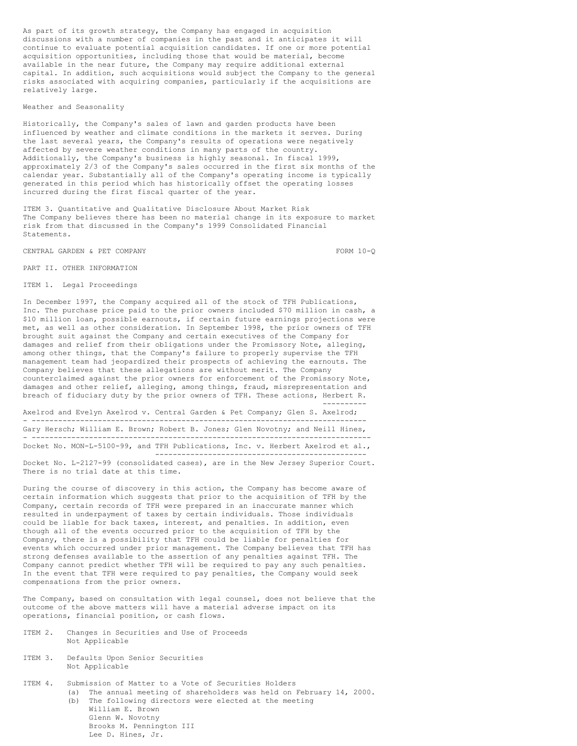As part of its growth strategy, the Company has engaged in acquisition discussions with a number of companies in the past and it anticipates it will continue to evaluate potential acquisition candidates. If one or more potential acquisition opportunities, including those that would be material, become available in the near future, the Company may require additional external capital. In addition, such acquisitions would subject the Company to the general risks associated with acquiring companies, particularly if the acquisitions are relatively large.

Weather and Seasonality

Historically, the Company's sales of lawn and garden products have been influenced by weather and climate conditions in the markets it serves. During the last several years, the Company's results of operations were negatively affected by severe weather conditions in many parts of the country. Additionally, the Company's business is highly seasonal. In fiscal 1999, approximately 2/3 of the Company's sales occurred in the first six months of the calendar year. Substantially all of the Company's operating income is typically generated in this period which has historically offset the operating losses incurred during the first fiscal quarter of the year.

ITEM 3. Quantitative and Qualitative Disclosure About Market Risk
The Company believes there has been no material change in its exposure to market risk from that discussed in the Company's 1999 Consolidated Financial Statements.

CENTRAL GARDEN & PET COMPANY FORM 10-Q

PART II. OTHER INFORMATION

ITEM 1. Legal Proceedings

In December 1997, the Company acquired all of the stock of TFH Publications, Inc. The purchase price paid to the prior owners included $70 million in cash, a $10 million loan, possible earnouts, if certain future earnings projections were met, as well as other consideration. In September 1998, the prior owners of TFH brought suit against the Company and certain executives of the Company for damages and relief from their obligations under the Promissory Note, alleging, among other things, that the Company's failure to properly supervise the TFH management team had jeopardized their prospects of achieving the earnouts. The Company believes that these allegations are without merit. The Company counterclaimed against the prior owners for enforcement of the Promissory Note, damages and other relief, alleging, among things, fraud, misrepresentation and breach of fiduciary duty by the prior owners of TFH. These actions, _Herbert R. Axelrod and Evelyn Axelrod v. Central Garden & Pet Company; Glen S. Axelrod; Gary Hersch; William E. Brown; Robert B. Jones; Glen Novotny; and Neill Hines_, Docket No. MON-L-5100-99, and _TFH Publications, Inc. v. Herbert Axelrod et al._, Docket No. L-2127-99 (consolidated cases), are in the New Jersey Superior Court. There is no trial date at this time.

During the course of discovery in this action, the Company has become aware of certain information which suggests that prior to the acquisition of TFH by the Company, certain records of TFH were prepared in an inaccurate manner which resulted in underpayment of taxes by certain individuals. Those individuals could be liable for back taxes, interest, and penalties. In addition, even though all of the events occurred prior to the acquisition of TFH by the Company, there is a possibility that TFH could be liable for penalties for events which occurred under prior management. The Company believes that TFH has strong defenses available to the assertion of any penalties against TFH. The Company cannot predict whether TFH will be required to pay any such penalties. In the event that TFH were required to pay penalties, the Company would seek compensations from the prior owners.

The Company, based on consultation with legal counsel, does not believe that the outcome of the above matters will have a material adverse impact on its operations, financial position, or cash flows.

ITEM 2. Changes in Securities and Use of Proceeds
Not Applicable

ITEM 3. Defaults Upon Senior Securities
Not Applicable

ITEM 4. Submission of Matter to a Vote of Securities Holders

(a) The annual meeting of shareholders was held on February 14, 2000.
(b) The following directors were elected at the meeting
    William E. Brown
    Glenn W. Novotny
    Brooks M. Pennington III
    Lee D. Hines, Jr.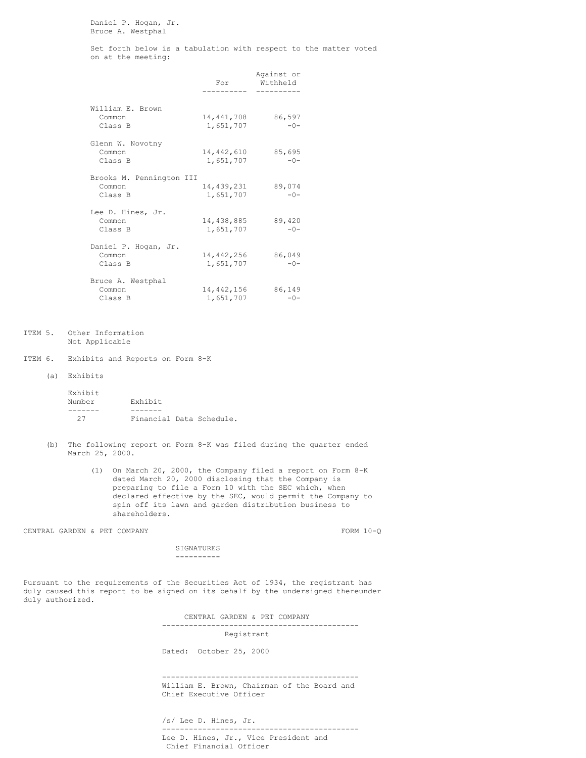Daniel P. Hogan, Jr.
Bruce A. Westphal

Set forth below is a tabulation with respect to the matter voted on at the meeting:

| | For | Against or Withheld |
|---|---|---|
| William E. Brown | | |
| Common | 14,441,708 | 86,597 |
| Class B | 1,651,707 | -0- |
| Glenn W. Novotny | | |
| Common | 14,442,610 | 85,695 |
| Class B | 1,651,707 | -0- |
| Brooks M. Pennington III | | |
| Common | 14,439,231 | 89,074 |
| Class B | 1,651,707 | -0- |
| Lee D. Hines, Jr. | | |
| Common | 14,438,885 | 89,420 |
| Class B | 1,651,707 | -0- |
| Daniel P. Hogan, Jr. | | |
| Common | 14,442,256 | 86,049 |
| Class B | 1,651,707 | -0- |
| Bruce A. Westphal | | |
| Common | 14,442,156 | 86,149 |
| Class B | 1,651,707 | -0- |

ITEM 5. Other Information
Not Applicable

ITEM 6. Exhibits and Reports on Form 8-K

(a) Exhibits

| Exhibit Number | Exhibit |
|---|---|
| 27 | Financial Data Schedule. |

(b) The following report on Form 8-K was filed during the quarter ended March 25, 2000.

(1) On March 20, 2000, the Company filed a report on Form 8-K dated March 20, 2000 disclosing that the Company is preparing to file a Form 10 with the SEC which, when declared effective by the SEC, would permit the Company to spin off its lawn and garden distribution business to shareholders.

CENTRAL GARDEN & PET COMPANY FORM 10-Q

## SIGNATURES

Pursuant to the requirements of the Securities Act of 1934, the registrant has duly caused this report to be signed on its behalf by the undersigned thereunder duly authorized.

CENTRAL GARDEN & PET COMPANY

Registrant

Dated: October 25, 2000

William E. Brown, Chairman of the Board and Chief Executive Officer

/s/ Lee D. Hines, Jr.

Lee D. Hines, Jr., Vice President and Chief Financial Officer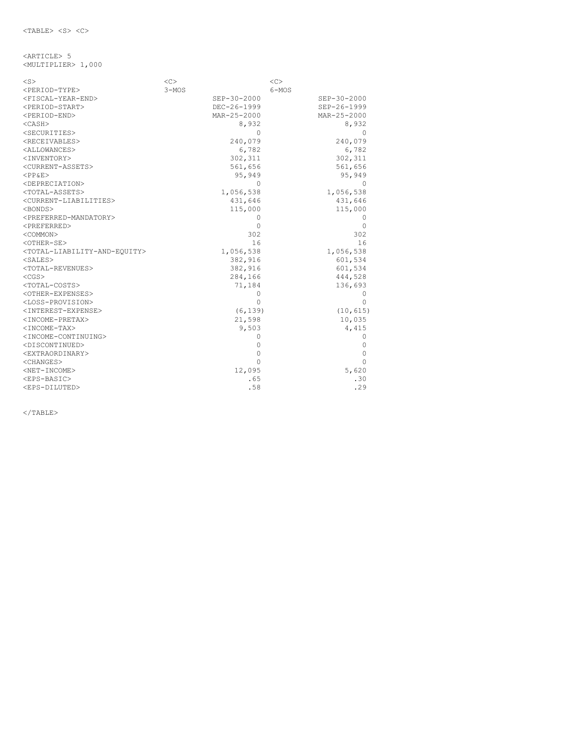<TABLE> <S> <C>

<ARTICLE> 5
<MULTIPLIER> 1,000

| <S> | <C> | <C> |
| --- | --- | --- |
| <PERIOD-TYPE> | 3-MOS | 6-MOS |
| <FISCAL-YEAR-END> | SEP-30-2000 | SEP-30-2000 |
| <PERIOD-START> | DEC-26-1999 | SEP-26-1999 |
| <PERIOD-END> | MAR-25-2000 | MAR-25-2000 |
| <CASH> | 8,932 | 8,932 |
| <SECURITIES> | 0 | 0 |
| <RECEIVABLES> | 240,079 | 240,079 |
| <ALLOWANCES> | 6,782 | 6,782 |
| <INVENTORY> | 302,311 | 302,311 |
| <CURRENT-ASSETS> | 561,656 | 561,656 |
| <PP&E> | 95,949 | 95,949 |
| <DEPRECIATION> | 0 | 0 |
| <TOTAL-ASSETS> | 1,056,538 | 1,056,538 |
| <CURRENT-LIABILITIES> | 431,646 | 431,646 |
| <BONDS> | 115,000 | 115,000 |
| <PREFERRED-MANDATORY> | 0 | 0 |
| <PREFERRED> | 0 | 0 |
| <COMMON> | 302 | 302 |
| <OTHER-SE> | 16 | 16 |
| <TOTAL-LIABILITY-AND-EQUITY> | 1,056,538 | 1,056,538 |
| <SALES> | 382,916 | 601,534 |
| <TOTAL-REVENUES> | 382,916 | 601,534 |
| <CGS> | 284,166 | 444,528 |
| <TOTAL-COSTS> | 71,184 | 136,693 |
| <OTHER-EXPENSES> | 0 | 0 |
| <LOSS-PROVISION> | 0 | 0 |
| <INTEREST-EXPENSE> | (6,139) | (10,615) |
| <INCOME-PRETAX> | 21,598 | 10,035 |
| <INCOME-TAX> | 9,503 | 4,415 |
| <INCOME-CONTINUING> | 0 | 0 |
| <DISCONTINUED> | 0 | 0 |
| <EXTRAORDINARY> | 0 | 0 |
| <CHANGES> | 0 | 0 |
| <NET-INCOME> | 12,095 | 5,620 |
| <EPS-BASIC> | .65 | .30 |
| <EPS-DILUTED> | .58 | .29 |

</TABLE>